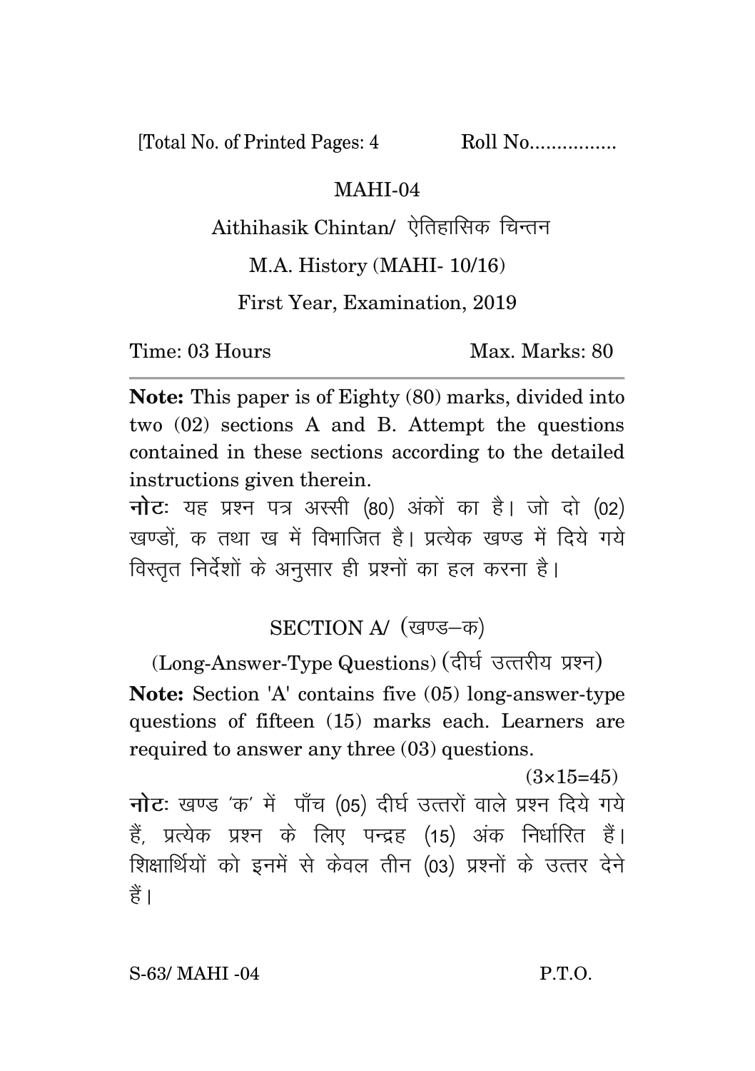[Total No. of Printed Pages: 4 Roll No................

# MAHI-04

## Aithihasik Chintan/ ऐतिहासिक चिन्तन

M.A. History (MAHI- 10/16)

First Year, Examination, 2019

Time: 03 Hours Max. Marks: 80

---

**Note:** This paper is of Eighty (80) marks, divided into two (02) sections A and B. Attempt the questions contained in these sections according to the detailed instructions given therein.

**नोटः** यह प्रश्न पत्र अस्सी (80) अंकों का है। जो दो (02) खण्डों, क तथा ख में विभाजित है। प्रत्येक खण्ड में दिये गये विस्तृत निर्देशों के अनुसार ही प्रश्नों का हल करना है।

## SECTION A/ (खण्ड–क)

(Long-Answer-Type Questions) (दीर्घ उत्तरीय प्रश्न)

**Note:** Section 'A' contains five (05) long-answer-type questions of fifteen (15) marks each. Learners are required to answer any three (03) questions.

(3×15=45)

**नोटः** खण्ड 'क' में पाँच (05) दीर्घ उत्तरों वाले प्रश्न दिये गये हैं, प्रत्येक प्रश्न के लिए पन्द्रह (15) अंक निर्धारित हैं। शिक्षार्थियों को इनमें से केवल तीन (03) प्रश्नों के उत्तर देने हैं।

S-63/ MAHI -04 P.T.O.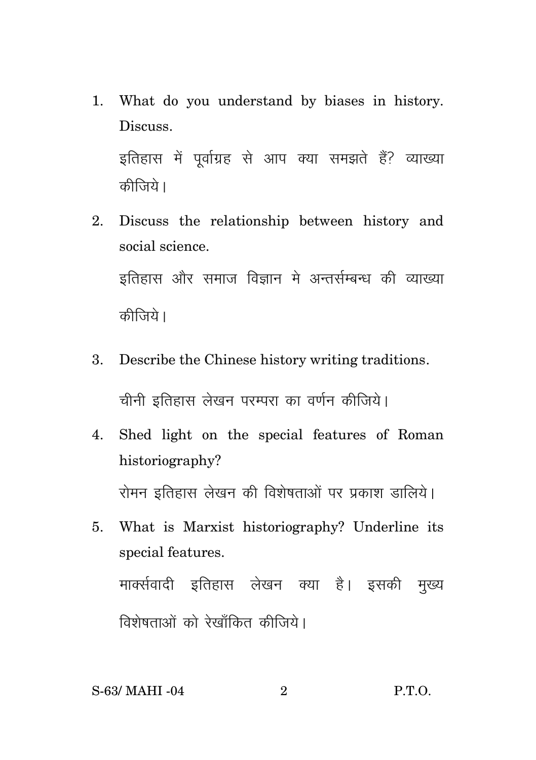1. What do you understand by biases in history. Discuss.

   इतिहास में पूर्वाग्रह से आप क्या समझते हैं? व्याख्या कीजिये।

2. Discuss the relationship between history and social science.

   इतिहास और समाज विज्ञान मे अन्तर्सम्बन्ध की व्याख्या कीजिये।

3. Describe the Chinese history writing traditions.

   चीनी इतिहास लेखन परम्परा का वर्णन कीजिये।

4. Shed light on the special features of Roman historiography?

   रोमन इतिहास लेखन की विशेषताओं पर प्रकाश डालिये।

5. What is Marxist historiography? Underline its special features.

   मार्क्सवादी इतिहास लेखन क्या है। इसकी मुख्य विशेषताओं को रेखाँकित कीजिये।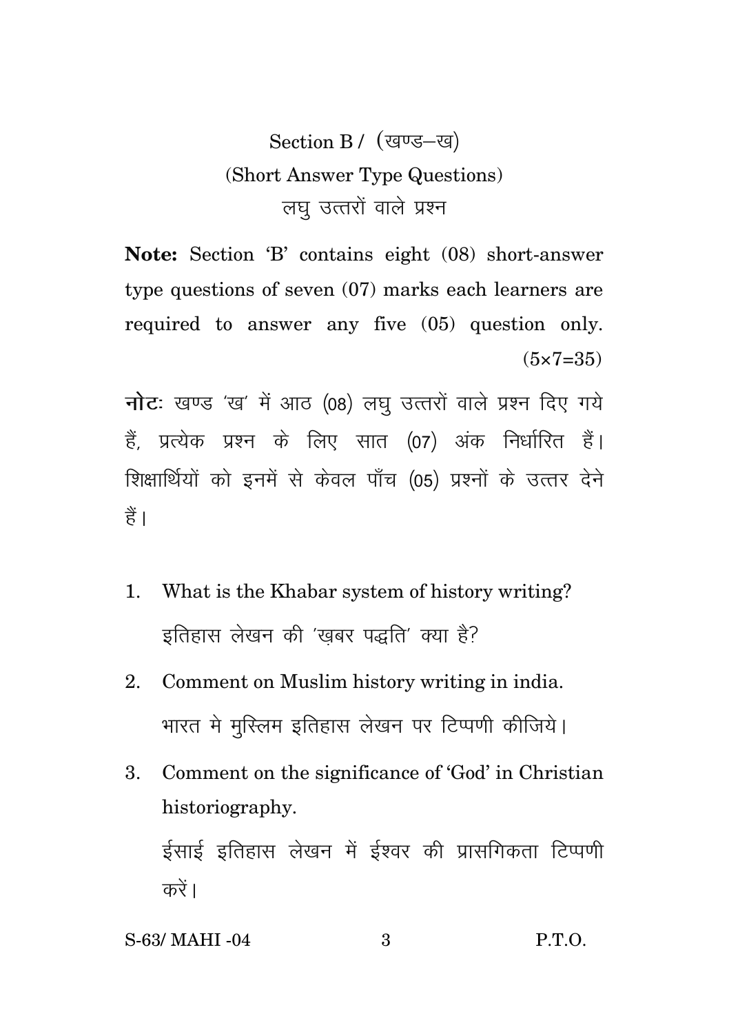## Section B / (खण्ड–ख)

### (Short Answer Type Questions)

### लघु उत्तरों वाले प्रश्न

**Note:** Section 'B' contains eight (08) short-answer type questions of seven (07) marks each learners are required to answer any five (05) question only. (5×7=35)

**नोटः** खण्ड 'ख' में आठ (08) लघु उत्तरों वाले प्रश्न दिए गये हैं, प्रत्येक प्रश्न के लिए सात (07) अंक निर्धारित हैं। शिक्षार्थियों को इनमें से केवल पाँच (05) प्रश्नों के उत्तर देने हैं।

1. What is the Khabar system of history writing?

   इतिहास लेखन की 'ख़बर पद्धति' क्या है?

2. Comment on Muslim history writing in india.

   भारत मे मुस्लिम इतिहास लेखन पर टिप्पणी कीजिये।

3. Comment on the significance of 'God' in Christian historiography.

   ईसाई इतिहास लेखन में ईश्वर की प्रासगिकता टिप्पणी करें।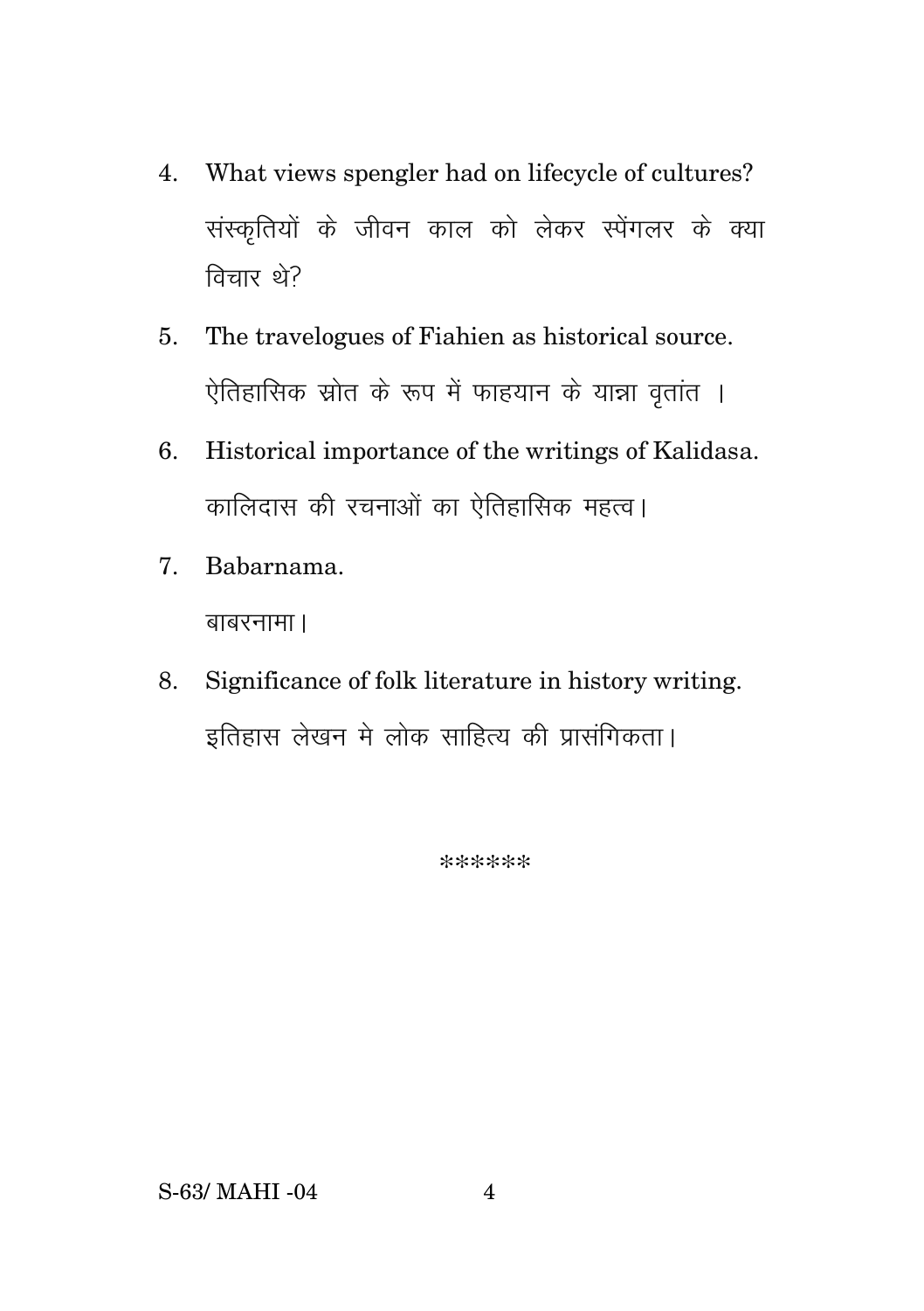4. What views spengler had on lifecycle of cultures?

   संस्कृतियों के जीवन काल को लेकर स्पेंगलर के क्या विचार थे?

5. The travelogues of Fiahien as historical source.

   ऐतिहासिक स्रोत के रूप में फाहयान के यात्रा वृतांत ।

6. Historical importance of the writings of Kalidasa.

   कालिदास की रचनाओं का ऐतिहासिक महत्व।

7. Babarnama.

   बाबरनामा।

8. Significance of folk literature in history writing.

   इतिहास लेखन मे लोक साहित्य की प्रासंगिकता।

******